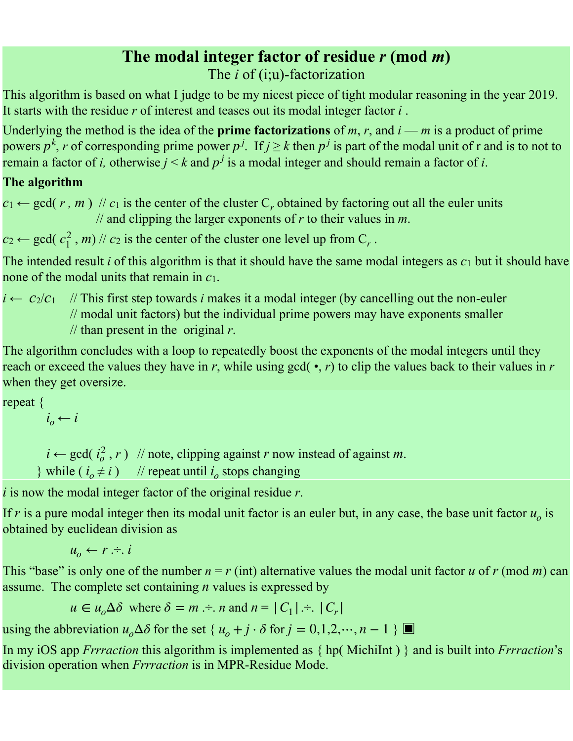# The modal integer factor of residue $r$ (mod $m$)

## The $i$ of (i;u)-factorization

This algorithm is based on what I judge to be my nicest piece of tight modular reasoning in the year 2019. It starts with the residue $r$ of interest and teases out its modal integer factor $i$ .

Underlying the method is the idea of the **prime factorizations** of $m$, $r$, and $i$ — $m$ is a product of prime powers $p^k$, $r$ of corresponding prime power $p^j$. If $j \geq k$ then $p^j$ is part of the modal unit of r and is to not to remain a factor of $i$, otherwise $j < k$ and $p^j$ is a modal integer and should remain a factor of $i$.

**The algorithm**

$c_1 \leftarrow \gcd(r, m)$ // $c_1$ is the center of the cluster $C_r$ obtained by factoring out all the euler units // and clipping the larger exponents of $r$ to their values in $m$.

$c_2 \leftarrow \gcd(c_1^2, m)$ // $c_2$ is the center of the cluster one level up from $C_r$ .

The intended result $i$ of this algorithm is that it should have the same modal integers as $c_1$ but it should have none of the modal units that remain in $c_1$.

$i \leftarrow c_2/c_1$ // This first step towards $i$ makes it a modal integer (by cancelling out the non-euler // modal unit factors) but the individual prime powers may have exponents smaller // than present in the original $r$.

The algorithm concludes with a loop to repeatedly boost the exponents of the modal integers until they reach or exceed the values they have in $r$, while using gcd( •, $r$) to clip the values back to their values in $r$ when they get oversize.

```
repeat {
    i_o ← i

    i ← gcd( i_o^2 , r )   // note, clipping against r now instead of against m.
} while ( i_o ≠ i )      // repeat until i_o stops changing
```

$i$ is now the modal integer factor of the original residue $r$.

If $r$ is a pure modal integer then its modal unit factor is an euler but, in any case, the base unit factor $u_o$ is obtained by euclidean division as

$$u_o \leftarrow r \mathbin{.\div.} i$$

This "base" is only one of the number $n = r$ (int) alternative values the modal unit factor $u$ of $r$ (mod $m$) can assume. The complete set containing $n$ values is expressed by

$$u \in u_o \Delta \delta \text{ where } \delta = m \mathbin{.\div.} n \text{ and } n = |C_1| \mathbin{.\div.} |C_r|$$

using the abbreviation $u_o \Delta \delta$ for the set $\{ u_o + j \cdot \delta \text{ for } j = 0,1,2,\cdots,n-1 \}$ ■

In my iOS app *Frrraction* this algorithm is implemented as { hp( MichiInt ) } and is built into *Frrraction*'s division operation when *Frrraction* is in MPR-Residue Mode.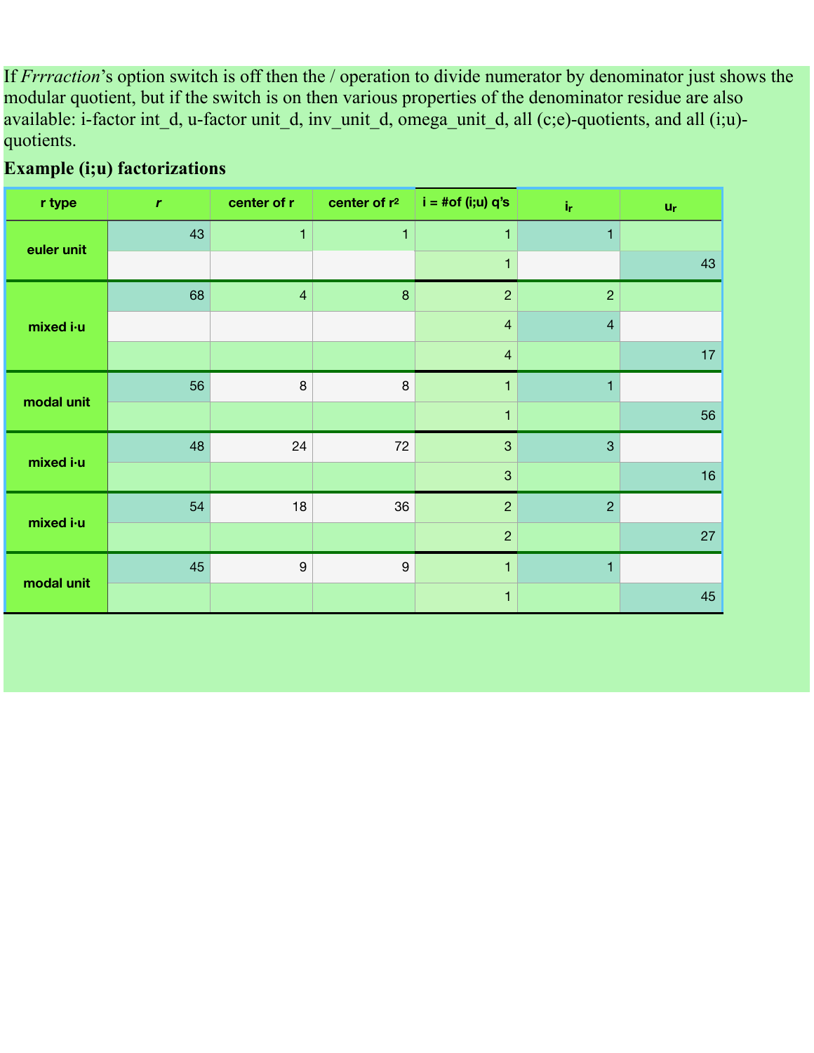If *Frrraction*'s option switch is off then the / operation to divide numerator by denominator just shows the modular quotient, but if the switch is on then various properties of the denominator residue are also available: i-factor int_d, u-factor unit_d, inv_unit_d, omega_unit_d, all (c;e)-quotients, and all (i;u)-quotients.

### Example (i;u) factorizations

| r type | *r* | center of r | center of r² | i = #of (i;u) q's | $i_r$ | $u_r$ |
|---|---|---|---|---|---|---|
| euler unit | 43 | 1 | 1 | 1 | 1 | |
| | | | | 1 | | 43 |
| mixed i·u | 68 | 4 | 8 | 2 | 2 | |
| | | | | 4 | 4 | |
| | | | | 4 | | 17 |
| modal unit | 56 | 8 | 8 | 1 | 1 | |
| | | | | 1 | | 56 |
| mixed i·u | 48 | 24 | 72 | 3 | 3 | |
| | | | | 3 | | 16 |
| mixed i·u | 54 | 18 | 36 | 2 | 2 | |
| | | | | 2 | | 27 |
| modal unit | 45 | 9 | 9 | 1 | 1 | |
| | | | | 1 | | 45 |